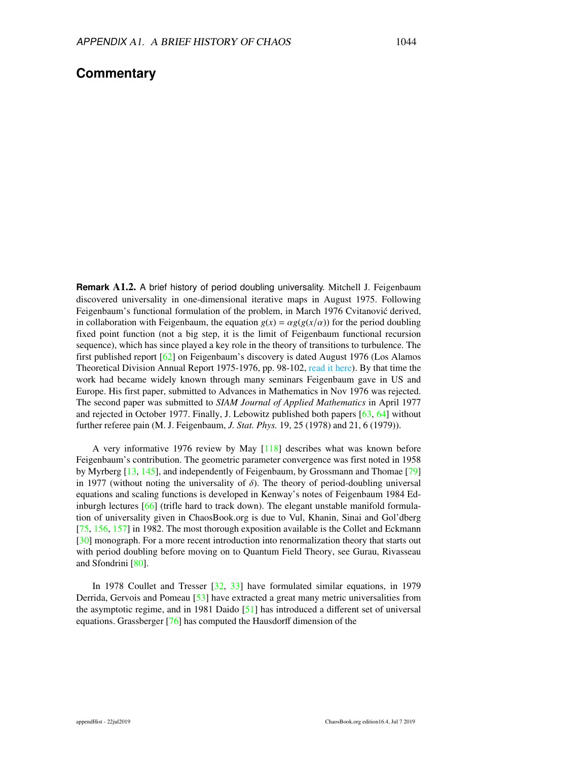## Commentary

**Remark A1.2.** A brief history of period doubling universality. Mitchell J. Feigenbaum discovered universality in one-dimensional iterative maps in August 1975. Following Feigenbaum's functional formulation of the problem, in March 1976 Cvitanović derived, in collaboration with Feigenbaum, the equation $g(x) = \alpha g(g(x/\alpha))$ for the period doubling fixed point function (not a big step, it is the limit of Feigenbaum functional recursion sequence), which has since played a key role in the theory of transitions to turbulence. The first published report [62] on Feigenbaum's discovery is dated August 1976 (Los Alamos Theoretical Division Annual Report 1975-1976, pp. 98-102, read it here). By that time the work had became widely known through many seminars Feigenbaum gave in US and Europe. His first paper, submitted to Advances in Mathematics in Nov 1976 was rejected. The second paper was submitted to *SIAM Journal of Applied Mathematics* in April 1977 and rejected in October 1977. Finally, J. Lebowitz published both papers [63, 64] without further referee pain (M. J. Feigenbaum, *J. Stat. Phys.* 19, 25 (1978) and 21, 6 (1979)).

A very informative 1976 review by May [118] describes what was known before Feigenbaum's contribution. The geometric parameter convergence was first noted in 1958 by Myrberg [13, 145], and independently of Feigenbaum, by Grossmann and Thomae [79] in 1977 (without noting the universality of $\delta$). The theory of period-doubling universal equations and scaling functions is developed in Kenway's notes of Feigenbaum 1984 Edinburgh lectures [66] (trifle hard to track down). The elegant unstable manifold formulation of universality given in ChaosBook.org is due to Vul, Khanin, Sinai and Gol'dberg [75, 156, 157] in 1982. The most thorough exposition available is the Collet and Eckmann [30] monograph. For a more recent introduction into renormalization theory that starts out with period doubling before moving on to Quantum Field Theory, see Gurau, Rivasseau and Sfondrini [80].

In 1978 Coullet and Tresser [32, 33] have formulated similar equations, in 1979 Derrida, Gervois and Pomeau [53] have extracted a great many metric universalities from the asymptotic regime, and in 1981 Daido [51] has introduced a different set of universal equations. Grassberger [76] has computed the Hausdorff dimension of the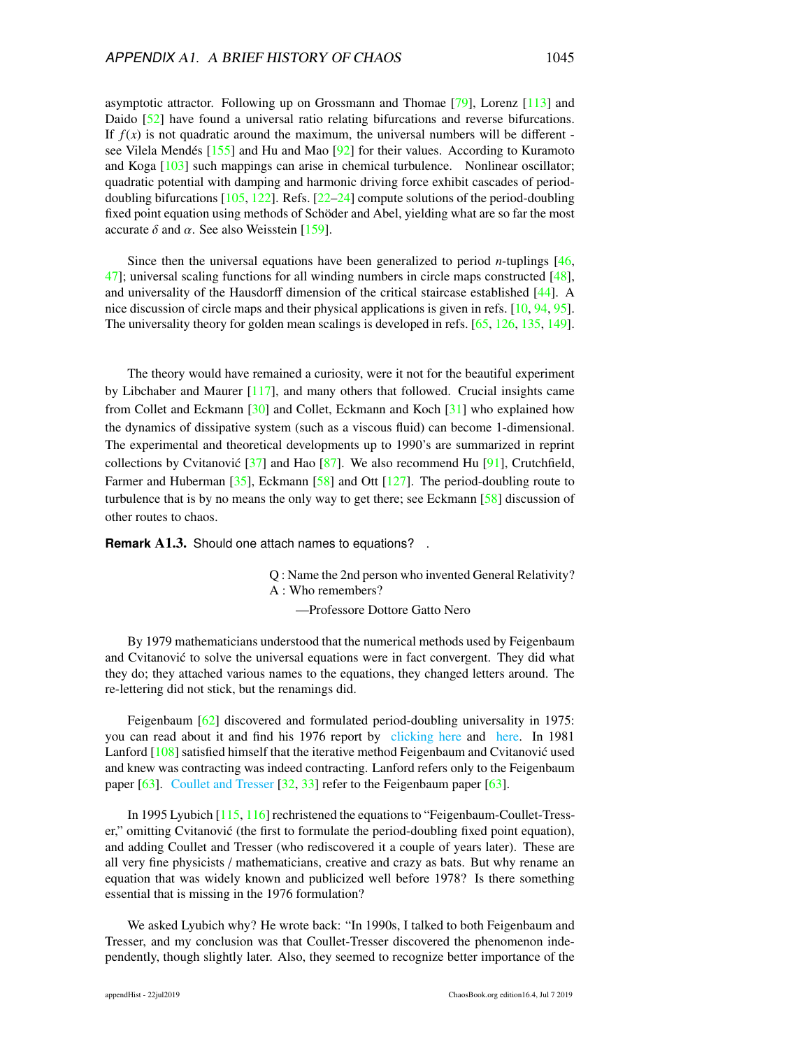asymptotic attractor. Following up on Grossmann and Thomae [79], Lorenz [113] and Daido [52] have found a universal ratio relating bifurcations and reverse bifurcations. If $f(x)$ is not quadratic around the maximum, the universal numbers will be different - see Vilela Mendés [155] and Hu and Mao [92] for their values. According to Kuramoto and Koga [103] such mappings can arise in chemical turbulence. Nonlinear oscillator; quadratic potential with damping and harmonic driving force exhibit cascades of period-doubling bifurcations [105, 122]. Refs. [22–24] compute solutions of the period-doubling fixed point equation using methods of Schöder and Abel, yielding what are so far the most accurate $\delta$ and $\alpha$. See also Weisstein [159].

Since then the universal equations have been generalized to period $n$-tuplings [46, 47]; universal scaling functions for all winding numbers in circle maps constructed [48], and universality of the Hausdorff dimension of the critical staircase established [44]. A nice discussion of circle maps and their physical applications is given in refs. [10, 94, 95]. The universality theory for golden mean scalings is developed in refs. [65, 126, 135, 149].

The theory would have remained a curiosity, were it not for the beautiful experiment by Libchaber and Maurer [117], and many others that followed. Crucial insights came from Collet and Eckmann [30] and Collet, Eckmann and Koch [31] who explained how the dynamics of dissipative system (such as a viscous fluid) can become 1-dimensional. The experimental and theoretical developments up to 1990's are summarized in reprint collections by Cvitanović [37] and Hao [87]. We also recommend Hu [91], Crutchfield, Farmer and Huberman [35], Eckmann [58] and Ott [127]. The period-doubling route to turbulence that is by no means the only way to get there; see Eckmann [58] discussion of other routes to chaos.

**Remark A1.3.** Should one attach names to equations? .

> Q : Name the 2nd person who invented General Relativity?
> A : Who remembers?
>
> —Professore Dottore Gatto Nero

By 1979 mathematicians understood that the numerical methods used by Feigenbaum and Cvitanović to solve the universal equations were in fact convergent. They did what they do; they attached various names to the equations, they changed letters around. The re-lettering did not stick, but the renamings did.

Feigenbaum [62] discovered and formulated period-doubling universality in 1975: you can read about it and find his 1976 report by clicking here and here. In 1981 Lanford [108] satisfied himself that the iterative method Feigenbaum and Cvitanović used and knew was contracting was indeed contracting. Lanford refers only to the Feigenbaum paper [63]. Coullet and Tresser [32, 33] refer to the Feigenbaum paper [63].

In 1995 Lyubich [115, 116] rechristened the equations to "Feigenbaum-Coullet-Tresser," omitting Cvitanović (the first to formulate the period-doubling fixed point equation), and adding Coullet and Tresser (who rediscovered it a couple of years later). These are all very fine physicists / mathematicians, creative and crazy as bats. But why rename an equation that was widely known and publicized well before 1978? Is there something essential that is missing in the 1976 formulation?

We asked Lyubich why? He wrote back: "In 1990s, I talked to both Feigenbaum and Tresser, and my conclusion was that Coullet-Tresser discovered the phenomenon independently, though slightly later. Also, they seemed to recognize better importance of the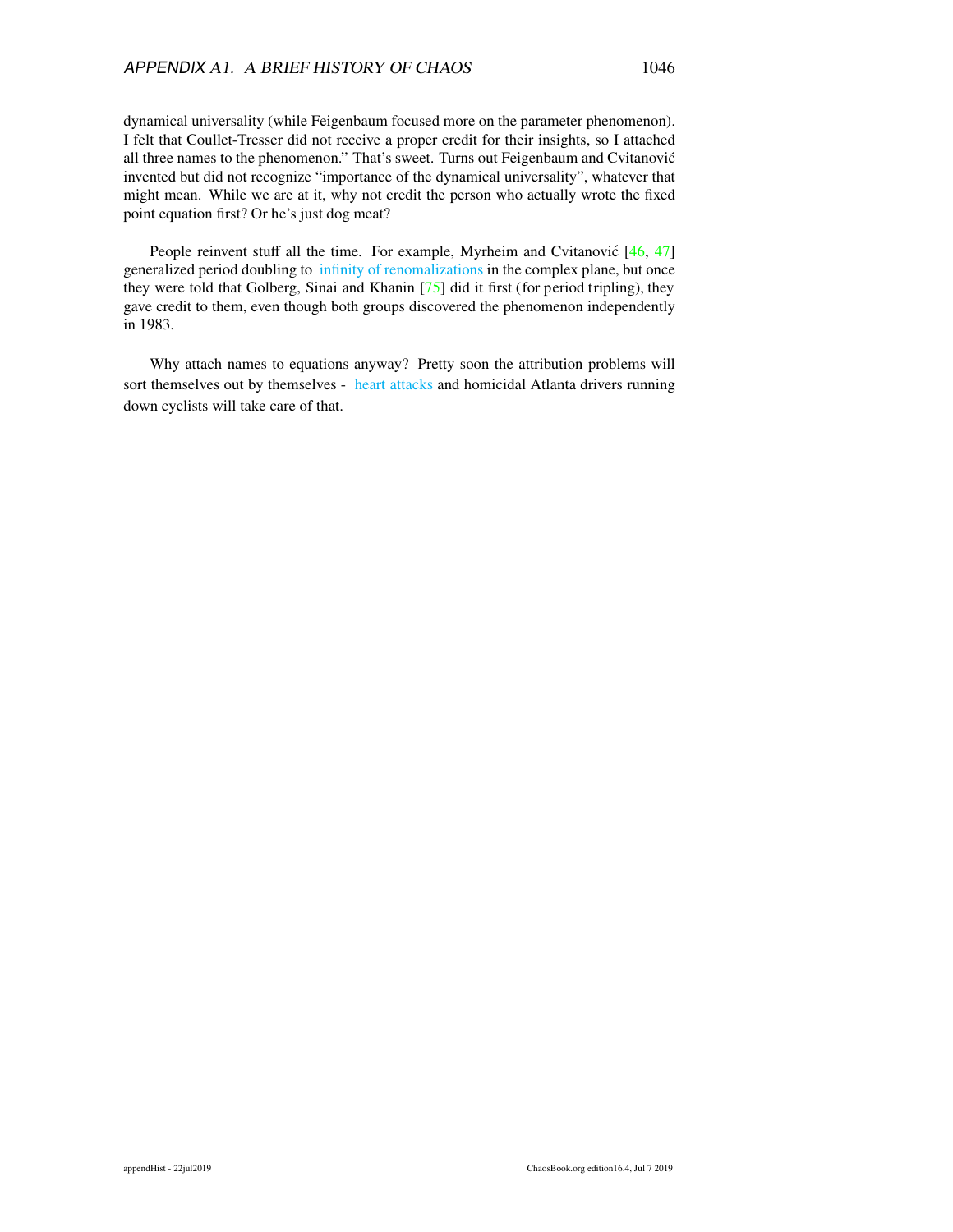dynamical universality (while Feigenbaum focused more on the parameter phenomenon). I felt that Coullet-Tresser did not receive a proper credit for their insights, so I attached all three names to the phenomenon." That's sweet. Turns out Feigenbaum and Cvitanović invented but did not recognize "importance of the dynamical universality", whatever that might mean. While we are at it, why not credit the person who actually wrote the fixed point equation first? Or he's just dog meat?

People reinvent stuff all the time. For example, Myrheim and Cvitanović [46, 47] generalized period doubling to infinity of renomalizations in the complex plane, but once they were told that Golberg, Sinai and Khanin [75] did it first (for period tripling), they gave credit to them, even though both groups discovered the phenomenon independently in 1983.

Why attach names to equations anyway? Pretty soon the attribution problems will sort themselves out by themselves - heart attacks and homicidal Atlanta drivers running down cyclists will take care of that.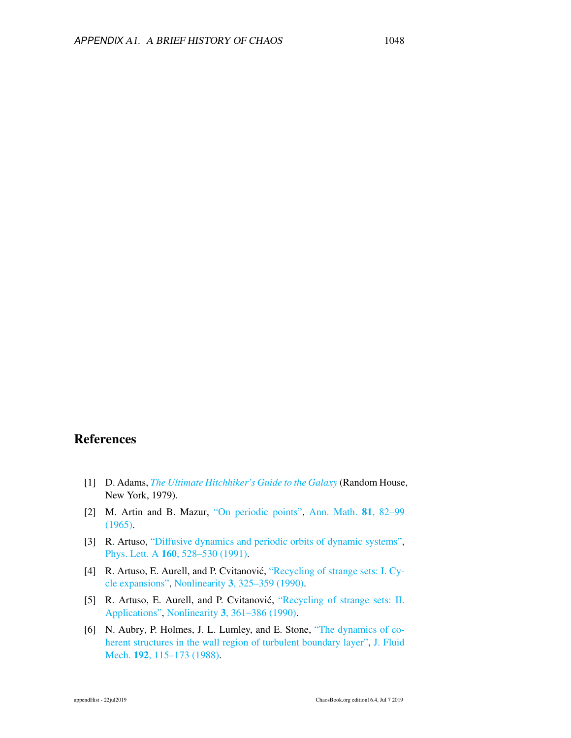## References

[1] D. Adams, *The Ultimate Hitchhiker's Guide to the Galaxy* (Random House, New York, 1979).

[2] M. Artin and B. Mazur, "On periodic points", Ann. Math. **81**, 82–99 (1965).

[3] R. Artuso, "Diffusive dynamics and periodic orbits of dynamic systems", Phys. Lett. A **160**, 528–530 (1991).

[4] R. Artuso, E. Aurell, and P. Cvitanović, "Recycling of strange sets: I. Cycle expansions", Nonlinearity **3**, 325–359 (1990).

[5] R. Artuso, E. Aurell, and P. Cvitanović, "Recycling of strange sets: II. Applications", Nonlinearity **3**, 361–386 (1990).

[6] N. Aubry, P. Holmes, J. L. Lumley, and E. Stone, "The dynamics of coherent structures in the wall region of turbulent boundary layer", J. Fluid Mech. **192**, 115–173 (1988).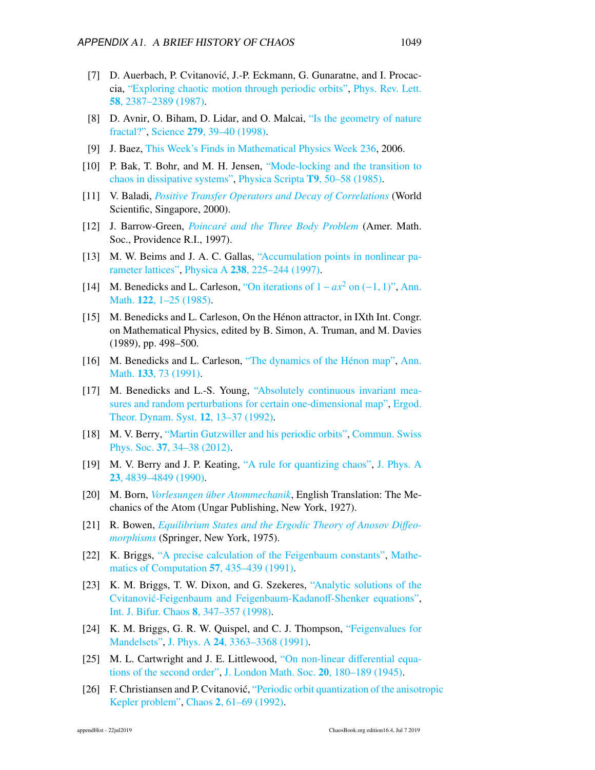[7] D. Auerbach, P. Cvitanović, J.-P. Eckmann, G. Gunaratne, and I. Procaccia, "Exploring chaotic motion through periodic orbits", Phys. Rev. Lett. **58**, 2387–2389 (1987).

[8] D. Avnir, O. Biham, D. Lidar, and O. Malcai, "Is the geometry of nature fractal?", Science **279**, 39–40 (1998).

[9] J. Baez, This Week's Finds in Mathematical Physics Week 236, 2006.

[10] P. Bak, T. Bohr, and M. H. Jensen, "Mode-locking and the transition to chaos in dissipative systems", Physica Scripta **T9**, 50–58 (1985).

[11] V. Baladi, *Positive Transfer Operators and Decay of Correlations* (World Scientific, Singapore, 2000).

[12] J. Barrow-Green, *Poincaré and the Three Body Problem* (Amer. Math. Soc., Providence R.I., 1997).

[13] M. W. Beims and J. A. C. Gallas, "Accumulation points in nonlinear parameter lattices", Physica A **238**, 225–244 (1997).

[14] M. Benedicks and L. Carleson, "On iterations of $1 - ax^2$ on $(-1, 1)$", Ann. Math. **122**, 1–25 (1985).

[15] M. Benedicks and L. Carleson, On the Hénon attractor, in IXth Int. Congr. on Mathematical Physics, edited by B. Simon, A. Truman, and M. Davies (1989), pp. 498–500.

[16] M. Benedicks and L. Carleson, "The dynamics of the Hénon map", Ann. Math. **133**, 73 (1991).

[17] M. Benedicks and L.-S. Young, "Absolutely continuous invariant measures and random perturbations for certain one-dimensional map", Ergod. Theor. Dynam. Syst. **12**, 13–37 (1992).

[18] M. V. Berry, "Martin Gutzwiller and his periodic orbits", Commun. Swiss Phys. Soc. **37**, 34–38 (2012).

[19] M. V. Berry and J. P. Keating, "A rule for quantizing chaos", J. Phys. A **23**, 4839–4849 (1990).

[20] M. Born, *Vorlesungen über Atommechanik*, English Translation: The Mechanics of the Atom (Ungar Publishing, New York, 1927).

[21] R. Bowen, *Equilibrium States and the Ergodic Theory of Anosov Diffeomorphisms* (Springer, New York, 1975).

[22] K. Briggs, "A precise calculation of the Feigenbaum constants", Mathematics of Computation **57**, 435–439 (1991).

[23] K. M. Briggs, T. W. Dixon, and G. Szekeres, "Analytic solutions of the Cvitanović-Feigenbaum and Feigenbaum-Kadanoff-Shenker equations", Int. J. Bifur. Chaos **8**, 347–357 (1998).

[24] K. M. Briggs, G. R. W. Quispel, and C. J. Thompson, "Feigenvalues for Mandelsets", J. Phys. A **24**, 3363–3368 (1991).

[25] M. L. Cartwright and J. E. Littlewood, "On non-linear differential equations of the second order", J. London Math. Soc. **20**, 180–189 (1945).

[26] F. Christiansen and P. Cvitanović, "Periodic orbit quantization of the anisotropic Kepler problem", Chaos **2**, 61–69 (1992).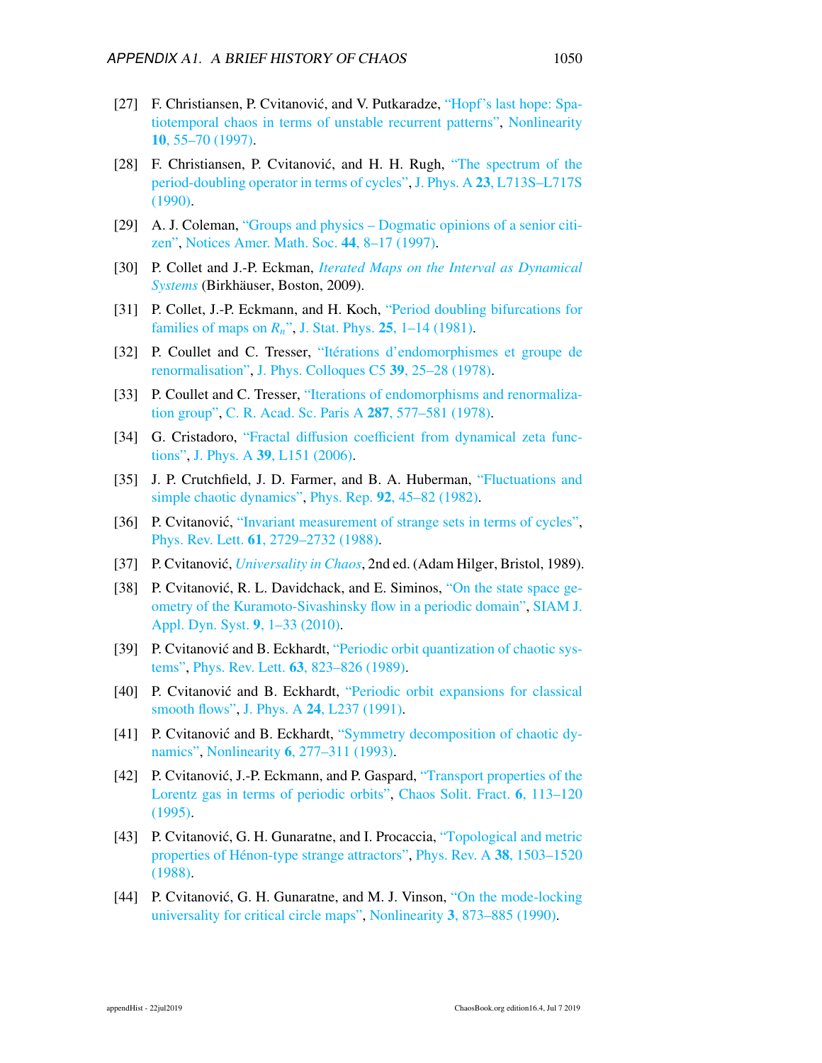[27] F. Christiansen, P. Cvitanović, and V. Putkaradze, "Hopf's last hope: Spatiotemporal chaos in terms of unstable recurrent patterns", Nonlinearity **10**, 55–70 (1997).

[28] F. Christiansen, P. Cvitanović, and H. H. Rugh, "The spectrum of the period-doubling operator in terms of cycles", J. Phys. A **23**, L713S–L717S (1990).

[29] A. J. Coleman, "Groups and physics – Dogmatic opinions of a senior citizen", Notices Amer. Math. Soc. **44**, 8–17 (1997).

[30] P. Collet and J.-P. Eckman, *Iterated Maps on the Interval as Dynamical Systems* (Birkhäuser, Boston, 2009).

[31] P. Collet, J.-P. Eckmann, and H. Koch, "Period doubling bifurcations for families of maps on $R_n$", J. Stat. Phys. **25**, 1–14 (1981).

[32] P. Coullet and C. Tresser, "Itérations d'endomorphismes et groupe de renormalisation", J. Phys. Colloques C5 **39**, 25–28 (1978).

[33] P. Coullet and C. Tresser, "Iterations of endomorphisms and renormalization group", C. R. Acad. Sc. Paris A **287**, 577–581 (1978).

[34] G. Cristadoro, "Fractal diffusion coefficient from dynamical zeta functions", J. Phys. A **39**, L151 (2006).

[35] J. P. Crutchfield, J. D. Farmer, and B. A. Huberman, "Fluctuations and simple chaotic dynamics", Phys. Rep. **92**, 45–82 (1982).

[36] P. Cvitanović, "Invariant measurement of strange sets in terms of cycles", Phys. Rev. Lett. **61**, 2729–2732 (1988).

[37] P. Cvitanović, *Universality in Chaos*, 2nd ed. (Adam Hilger, Bristol, 1989).

[38] P. Cvitanović, R. L. Davidchack, and E. Siminos, "On the state space geometry of the Kuramoto-Sivashinsky flow in a periodic domain", SIAM J. Appl. Dyn. Syst. **9**, 1–33 (2010).

[39] P. Cvitanović and B. Eckhardt, "Periodic orbit quantization of chaotic systems", Phys. Rev. Lett. **63**, 823–826 (1989).

[40] P. Cvitanović and B. Eckhardt, "Periodic orbit expansions for classical smooth flows", J. Phys. A **24**, L237 (1991).

[41] P. Cvitanović and B. Eckhardt, "Symmetry decomposition of chaotic dynamics", Nonlinearity **6**, 277–311 (1993).

[42] P. Cvitanović, J.-P. Eckmann, and P. Gaspard, "Transport properties of the Lorentz gas in terms of periodic orbits", Chaos Solit. Fract. **6**, 113–120 (1995).

[43] P. Cvitanović, G. H. Gunaratne, and I. Procaccia, "Topological and metric properties of Hénon-type strange attractors", Phys. Rev. A **38**, 1503–1520 (1988).

[44] P. Cvitanović, G. H. Gunaratne, and M. J. Vinson, "On the mode-locking universality for critical circle maps", Nonlinearity **3**, 873–885 (1990).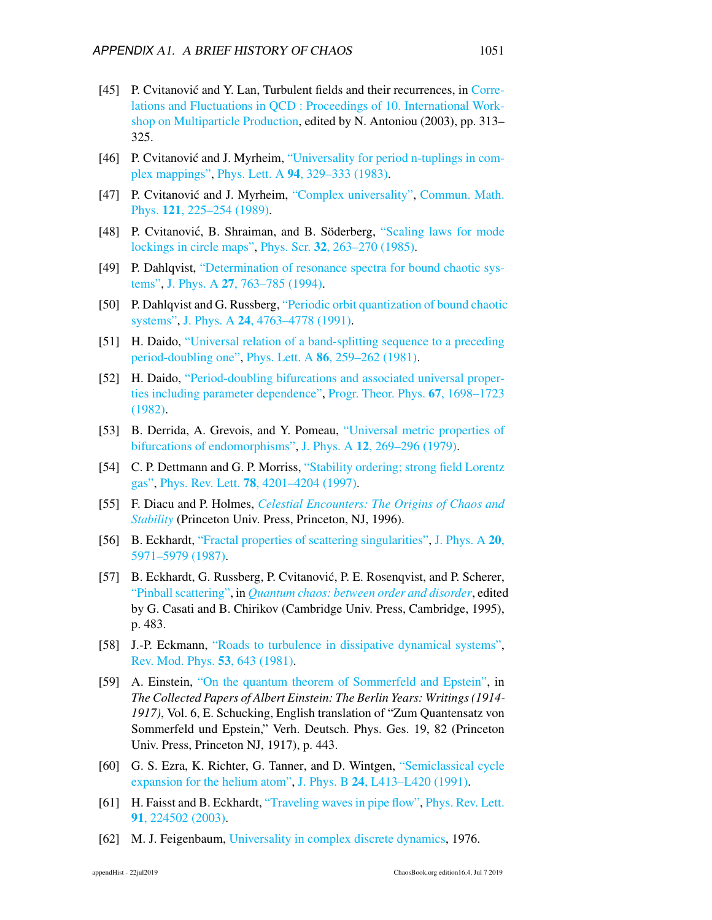[45] P. Cvitanović and Y. Lan, Turbulent fields and their recurrences, in Correlations and Fluctuations in QCD : Proceedings of 10. International Workshop on Multiparticle Production, edited by N. Antoniou (2003), pp. 313–325.

[46] P. Cvitanović and J. Myrheim, "Universality for period n-tuplings in complex mappings", Phys. Lett. A **94**, 329–333 (1983).

[47] P. Cvitanović and J. Myrheim, "Complex universality", Commun. Math. Phys. **121**, 225–254 (1989).

[48] P. Cvitanović, B. Shraiman, and B. Söderberg, "Scaling laws for mode lockings in circle maps", Phys. Scr. **32**, 263–270 (1985).

[49] P. Dahlqvist, "Determination of resonance spectra for bound chaotic systems", J. Phys. A **27**, 763–785 (1994).

[50] P. Dahlqvist and G. Russberg, "Periodic orbit quantization of bound chaotic systems", J. Phys. A **24**, 4763–4778 (1991).

[51] H. Daido, "Universal relation of a band-splitting sequence to a preceding period-doubling one", Phys. Lett. A **86**, 259–262 (1981).

[52] H. Daido, "Period-doubling bifurcations and associated universal properties including parameter dependence", Progr. Theor. Phys. **67**, 1698–1723 (1982).

[53] B. Derrida, A. Grevois, and Y. Pomeau, "Universal metric properties of bifurcations of endomorphisms", J. Phys. A **12**, 269–296 (1979).

[54] C. P. Dettmann and G. P. Morriss, "Stability ordering; strong field Lorentz gas", Phys. Rev. Lett. **78**, 4201–4204 (1997).

[55] F. Diacu and P. Holmes, *Celestial Encounters: The Origins of Chaos and Stability* (Princeton Univ. Press, Princeton, NJ, 1996).

[56] B. Eckhardt, "Fractal properties of scattering singularities", J. Phys. A **20**, 5971–5979 (1987).

[57] B. Eckhardt, G. Russberg, P. Cvitanović, P. E. Rosenqvist, and P. Scherer, "Pinball scattering", in *Quantum chaos: between order and disorder*, edited by G. Casati and B. Chirikov (Cambridge Univ. Press, Cambridge, 1995), p. 483.

[58] J.-P. Eckmann, "Roads to turbulence in dissipative dynamical systems", Rev. Mod. Phys. **53**, 643 (1981).

[59] A. Einstein, "On the quantum theorem of Sommerfeld and Epstein", in *The Collected Papers of Albert Einstein: The Berlin Years: Writings (1914-1917)*, Vol. 6, E. Schucking, English translation of "Zum Quantensatz von Sommerfeld und Epstein," Verh. Deutsch. Phys. Ges. 19, 82 (Princeton Univ. Press, Princeton NJ, 1917), p. 443.

[60] G. S. Ezra, K. Richter, G. Tanner, and D. Wintgen, "Semiclassical cycle expansion for the helium atom", J. Phys. B **24**, L413–L420 (1991).

[61] H. Faisst and B. Eckhardt, "Traveling waves in pipe flow", Phys. Rev. Lett. **91**, 224502 (2003).

[62] M. J. Feigenbaum, Universality in complex discrete dynamics, 1976.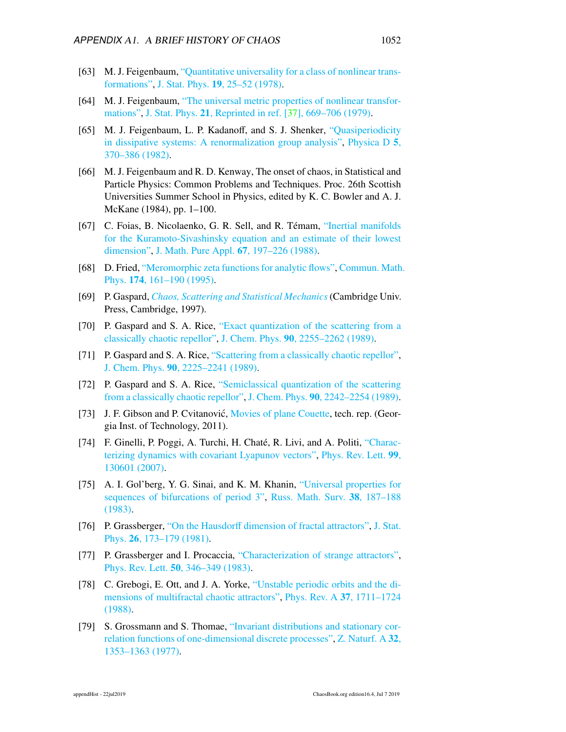[63] M. J. Feigenbaum, "Quantitative universality for a class of nonlinear transformations", J. Stat. Phys. **19**, 25–52 (1978).

[64] M. J. Feigenbaum, "The universal metric properties of nonlinear transformations", J. Stat. Phys. **21**, Reprinted in ref. [37], 669–706 (1979).

[65] M. J. Feigenbaum, L. P. Kadanoff, and S. J. Shenker, "Quasiperiodicity in dissipative systems: A renormalization group analysis", Physica D **5**, 370–386 (1982).

[66] M. J. Feigenbaum and R. D. Kenway, The onset of chaos, in Statistical and Particle Physics: Common Problems and Techniques. Proc. 26th Scottish Universities Summer School in Physics, edited by K. C. Bowler and A. J. McKane (1984), pp. 1–100.

[67] C. Foias, B. Nicolaenko, G. R. Sell, and R. Témam, "Inertial manifolds for the Kuramoto-Sivashinsky equation and an estimate of their lowest dimension", J. Math. Pure Appl. **67**, 197–226 (1988).

[68] D. Fried, "Meromorphic zeta functions for analytic flows", Commun. Math. Phys. **174**, 161–190 (1995).

[69] P. Gaspard, *Chaos, Scattering and Statistical Mechanics* (Cambridge Univ. Press, Cambridge, 1997).

[70] P. Gaspard and S. A. Rice, "Exact quantization of the scattering from a classically chaotic repellor", J. Chem. Phys. **90**, 2255–2262 (1989).

[71] P. Gaspard and S. A. Rice, "Scattering from a classically chaotic repellor", J. Chem. Phys. **90**, 2225–2241 (1989).

[72] P. Gaspard and S. A. Rice, "Semiclassical quantization of the scattering from a classically chaotic repellor", J. Chem. Phys. **90**, 2242–2254 (1989).

[73] J. F. Gibson and P. Cvitanović, Movies of plane Couette, tech. rep. (Georgia Inst. of Technology, 2011).

[74] F. Ginelli, P. Poggi, A. Turchi, H. Chaté, R. Livi, and A. Politi, "Characterizing dynamics with covariant Lyapunov vectors", Phys. Rev. Lett. **99**, 130601 (2007).

[75] A. I. Gol'berg, Y. G. Sinai, and K. M. Khanin, "Universal properties for sequences of bifurcations of period 3", Russ. Math. Surv. **38**, 187–188 (1983).

[76] P. Grassberger, "On the Hausdorff dimension of fractal attractors", J. Stat. Phys. **26**, 173–179 (1981).

[77] P. Grassberger and I. Procaccia, "Characterization of strange attractors", Phys. Rev. Lett. **50**, 346–349 (1983).

[78] C. Grebogi, E. Ott, and J. A. Yorke, "Unstable periodic orbits and the dimensions of multifractal chaotic attractors", Phys. Rev. A **37**, 1711–1724 (1988).

[79] S. Grossmann and S. Thomae, "Invariant distributions and stationary correlation functions of one-dimensional discrete processes", Z. Naturf. A **32**, 1353–1363 (1977).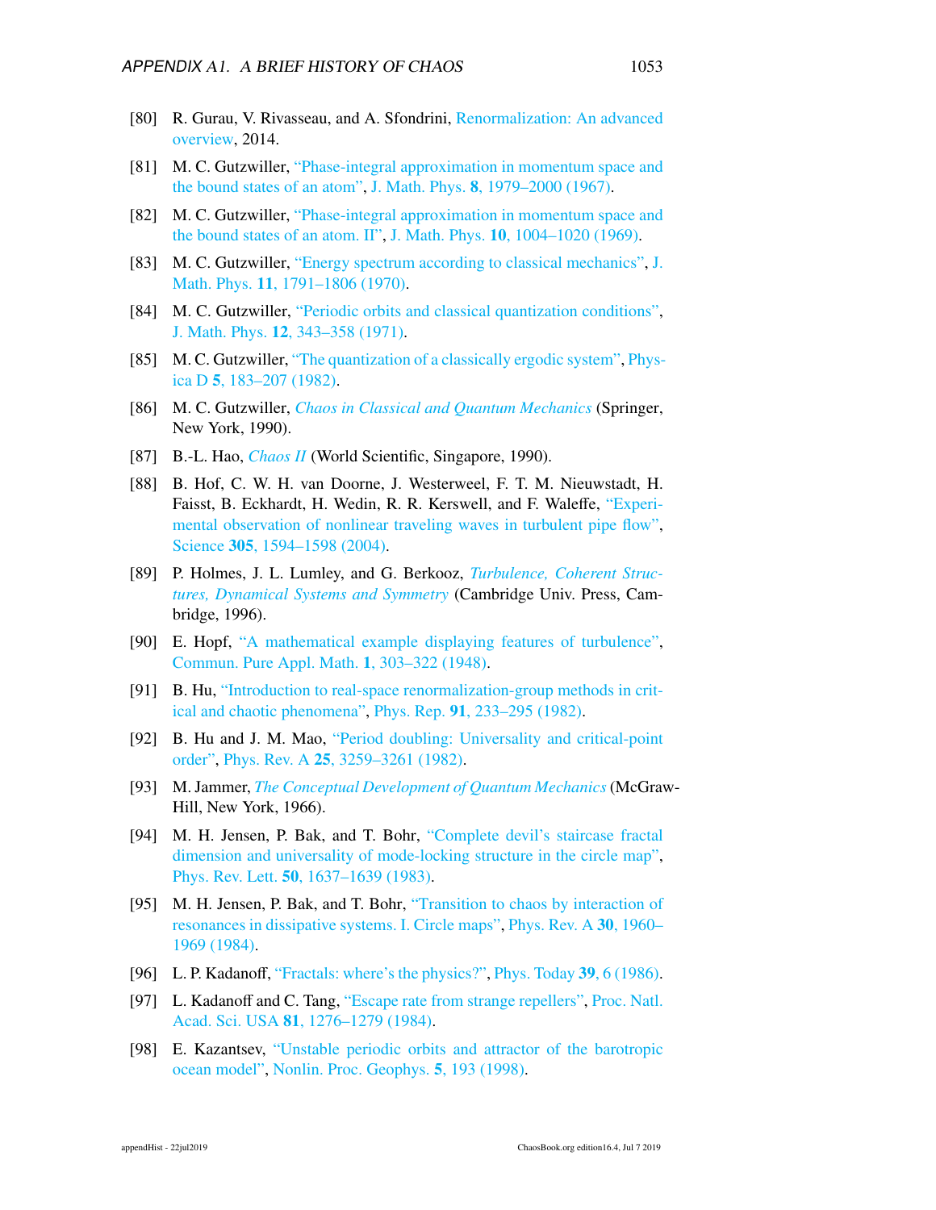[80] R. Gurau, V. Rivasseau, and A. Sfondrini, Renormalization: An advanced overview, 2014.

[81] M. C. Gutzwiller, "Phase-integral approximation in momentum space and the bound states of an atom", J. Math. Phys. **8**, 1979–2000 (1967).

[82] M. C. Gutzwiller, "Phase-integral approximation in momentum space and the bound states of an atom. II", J. Math. Phys. **10**, 1004–1020 (1969).

[83] M. C. Gutzwiller, "Energy spectrum according to classical mechanics", J. Math. Phys. **11**, 1791–1806 (1970).

[84] M. C. Gutzwiller, "Periodic orbits and classical quantization conditions", J. Math. Phys. **12**, 343–358 (1971).

[85] M. C. Gutzwiller, "The quantization of a classically ergodic system", Physica D **5**, 183–207 (1982).

[86] M. C. Gutzwiller, *Chaos in Classical and Quantum Mechanics* (Springer, New York, 1990).

[87] B.-L. Hao, *Chaos II* (World Scientific, Singapore, 1990).

[88] B. Hof, C. W. H. van Doorne, J. Westerweel, F. T. M. Nieuwstadt, H. Faisst, B. Eckhardt, H. Wedin, R. R. Kerswell, and F. Waleffe, "Experimental observation of nonlinear traveling waves in turbulent pipe flow", Science **305**, 1594–1598 (2004).

[89] P. Holmes, J. L. Lumley, and G. Berkooz, *Turbulence, Coherent Structures, Dynamical Systems and Symmetry* (Cambridge Univ. Press, Cambridge, 1996).

[90] E. Hopf, "A mathematical example displaying features of turbulence", Commun. Pure Appl. Math. **1**, 303–322 (1948).

[91] B. Hu, "Introduction to real-space renormalization-group methods in critical and chaotic phenomena", Phys. Rep. **91**, 233–295 (1982).

[92] B. Hu and J. M. Mao, "Period doubling: Universality and critical-point order", Phys. Rev. A **25**, 3259–3261 (1982).

[93] M. Jammer, *The Conceptual Development of Quantum Mechanics* (McGraw-Hill, New York, 1966).

[94] M. H. Jensen, P. Bak, and T. Bohr, "Complete devil's staircase fractal dimension and universality of mode-locking structure in the circle map", Phys. Rev. Lett. **50**, 1637–1639 (1983).

[95] M. H. Jensen, P. Bak, and T. Bohr, "Transition to chaos by interaction of resonances in dissipative systems. I. Circle maps", Phys. Rev. A **30**, 1960–1969 (1984).

[96] L. P. Kadanoff, "Fractals: where's the physics?", Phys. Today **39**, 6 (1986).

[97] L. Kadanoff and C. Tang, "Escape rate from strange repellers", Proc. Natl. Acad. Sci. USA **81**, 1276–1279 (1984).

[98] E. Kazantsev, "Unstable periodic orbits and attractor of the barotropic ocean model", Nonlin. Proc. Geophys. **5**, 193 (1998).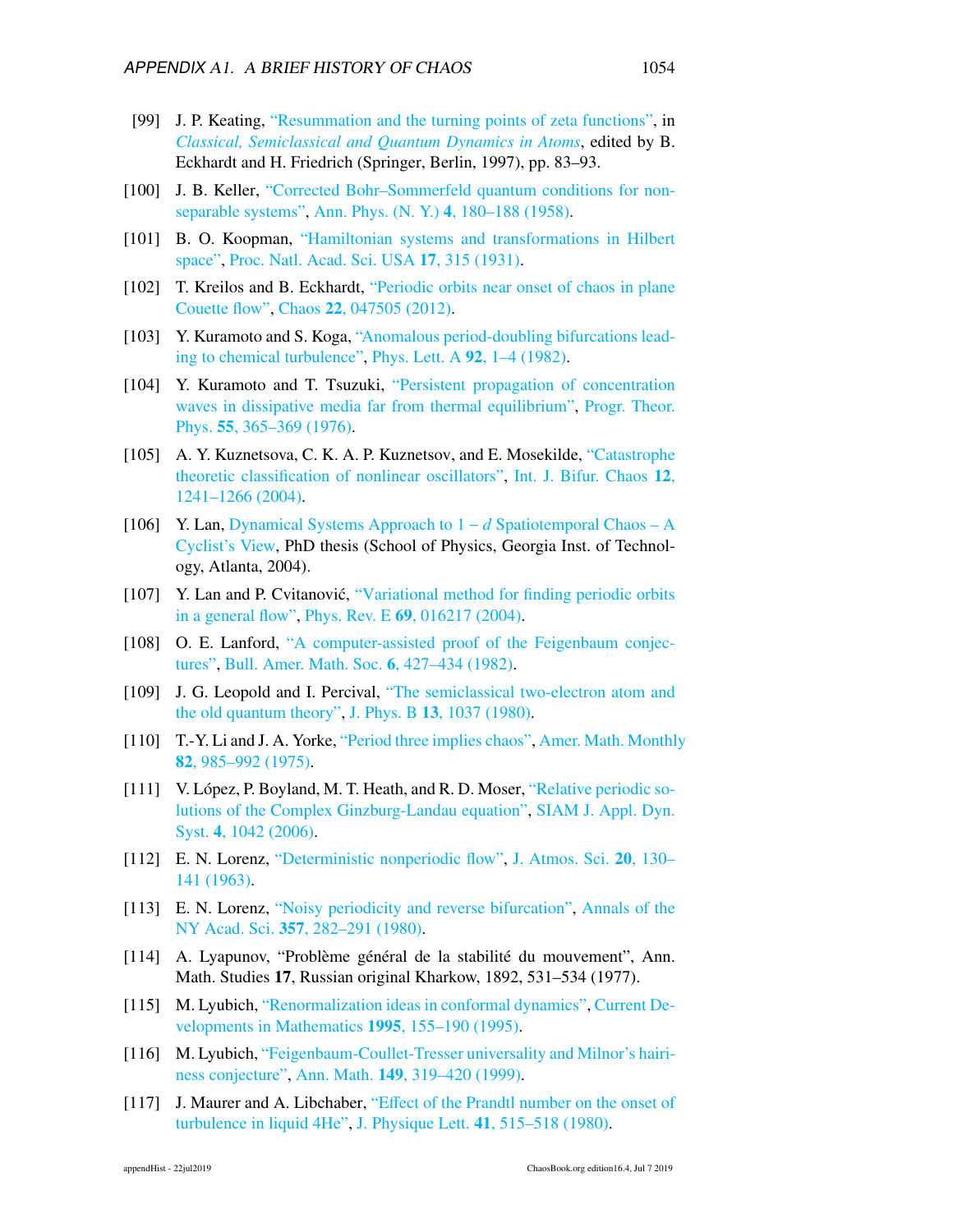[99] J. P. Keating, "Resummation and the turning points of zeta functions", in *Classical, Semiclassical and Quantum Dynamics in Atoms*, edited by B. Eckhardt and H. Friedrich (Springer, Berlin, 1997), pp. 83–93.

[100] J. B. Keller, "Corrected Bohr–Sommerfeld quantum conditions for non-separable systems", Ann. Phys. (N. Y.) **4**, 180–188 (1958).

[101] B. O. Koopman, "Hamiltonian systems and transformations in Hilbert space", Proc. Natl. Acad. Sci. USA **17**, 315 (1931).

[102] T. Kreilos and B. Eckhardt, "Periodic orbits near onset of chaos in plane Couette flow", Chaos **22**, 047505 (2012).

[103] Y. Kuramoto and S. Koga, "Anomalous period-doubling bifurcations leading to chemical turbulence", Phys. Lett. A **92**, 1–4 (1982).

[104] Y. Kuramoto and T. Tsuzuki, "Persistent propagation of concentration waves in dissipative media far from thermal equilibrium", Progr. Theor. Phys. **55**, 365–369 (1976).

[105] A. Y. Kuznetsova, C. K. A. P. Kuznetsov, and E. Mosekilde, "Catastrophe theoretic classification of nonlinear oscillators", Int. J. Bifur. Chaos **12**, 1241–1266 (2004).

[106] Y. Lan, Dynamical Systems Approach to $1-d$ Spatiotemporal Chaos – A Cyclist's View, PhD thesis (School of Physics, Georgia Inst. of Technology, Atlanta, 2004).

[107] Y. Lan and P. Cvitanović, "Variational method for finding periodic orbits in a general flow", Phys. Rev. E **69**, 016217 (2004).

[108] O. E. Lanford, "A computer-assisted proof of the Feigenbaum conjectures", Bull. Amer. Math. Soc. **6**, 427–434 (1982).

[109] J. G. Leopold and I. Percival, "The semiclassical two-electron atom and the old quantum theory", J. Phys. B **13**, 1037 (1980).

[110] T.-Y. Li and J. A. Yorke, "Period three implies chaos", Amer. Math. Monthly **82**, 985–992 (1975).

[111] V. López, P. Boyland, M. T. Heath, and R. D. Moser, "Relative periodic solutions of the Complex Ginzburg-Landau equation", SIAM J. Appl. Dyn. Syst. **4**, 1042 (2006).

[112] E. N. Lorenz, "Deterministic nonperiodic flow", J. Atmos. Sci. **20**, 130–141 (1963).

[113] E. N. Lorenz, "Noisy periodicity and reverse bifurcation", Annals of the NY Acad. Sci. **357**, 282–291 (1980).

[114] A. Lyapunov, "Problème général de la stabilité du mouvement", Ann. Math. Studies **17**, Russian original Kharkow, 1892, 531–534 (1977).

[115] M. Lyubich, "Renormalization ideas in conformal dynamics", Current Developments in Mathematics **1995**, 155–190 (1995).

[116] M. Lyubich, "Feigenbaum-Coullet-Tresser universality and Milnor's hairiness conjecture", Ann. Math. **149**, 319–420 (1999).

[117] J. Maurer and A. Libchaber, "Effect of the Prandtl number on the onset of turbulence in liquid 4He", J. Physique Lett. **41**, 515–518 (1980).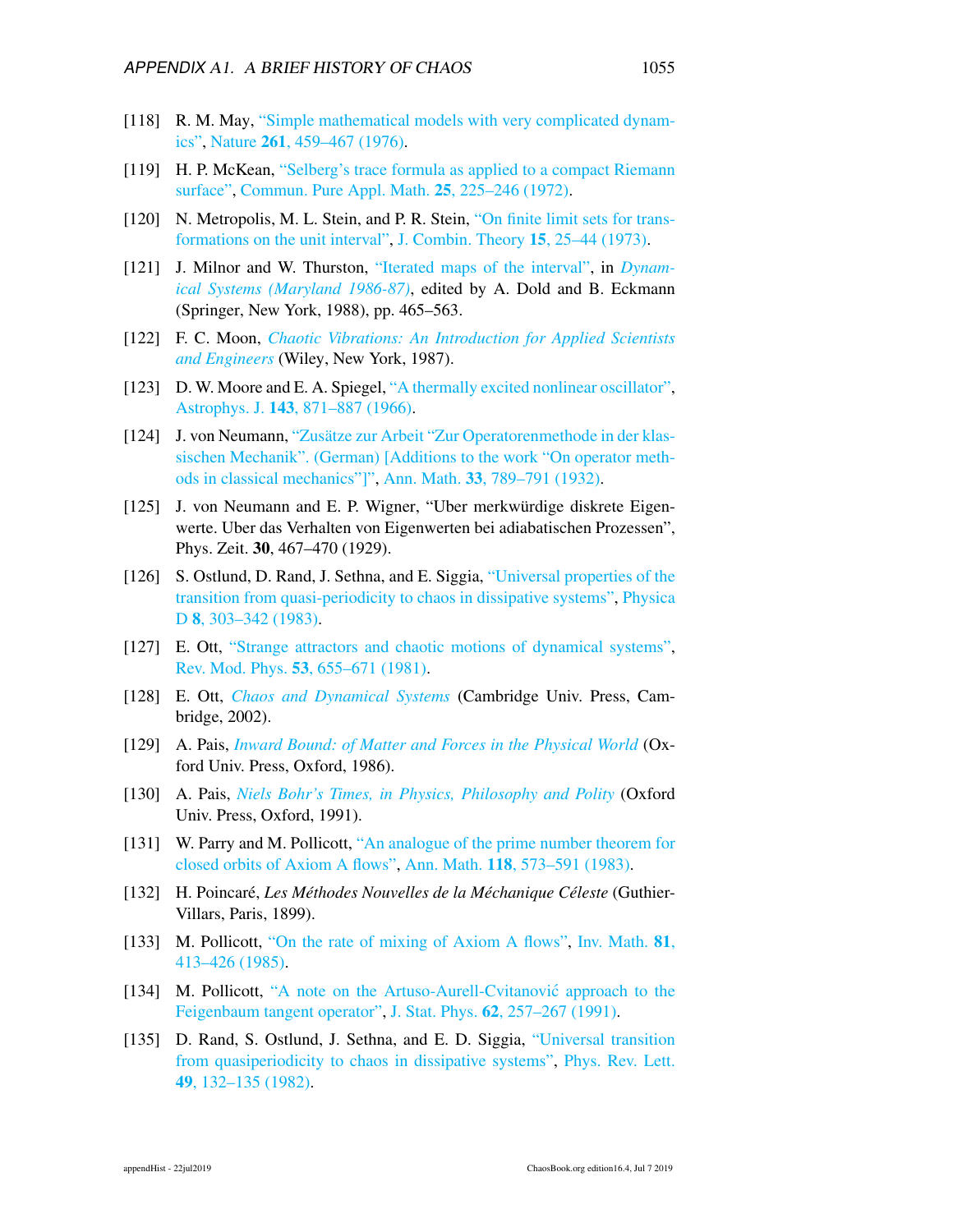[118] R. M. May, "Simple mathematical models with very complicated dynamics", Nature **261**, 459–467 (1976).

[119] H. P. McKean, "Selberg's trace formula as applied to a compact Riemann surface", Commun. Pure Appl. Math. **25**, 225–246 (1972).

[120] N. Metropolis, M. L. Stein, and P. R. Stein, "On finite limit sets for transformations on the unit interval", J. Combin. Theory **15**, 25–44 (1973).

[121] J. Milnor and W. Thurston, "Iterated maps of the interval", in *Dynamical Systems (Maryland 1986-87)*, edited by A. Dold and B. Eckmann (Springer, New York, 1988), pp. 465–563.

[122] F. C. Moon, *Chaotic Vibrations: An Introduction for Applied Scientists and Engineers* (Wiley, New York, 1987).

[123] D. W. Moore and E. A. Spiegel, "A thermally excited nonlinear oscillator", Astrophys. J. **143**, 871–887 (1966).

[124] J. von Neumann, "Zusätze zur Arbeit "Zur Operatorenmethode in der klassischen Mechanik". (German) [Additions to the work "On operator methods in classical mechanics"]", Ann. Math. **33**, 789–791 (1932).

[125] J. von Neumann and E. P. Wigner, "Uber merkwürdige diskrete Eigenwerte. Uber das Verhalten von Eigenwerten bei adiabatischen Prozessen", Phys. Zeit. **30**, 467–470 (1929).

[126] S. Ostlund, D. Rand, J. Sethna, and E. Siggia, "Universal properties of the transition from quasi-periodicity to chaos in dissipative systems", Physica D **8**, 303–342 (1983).

[127] E. Ott, "Strange attractors and chaotic motions of dynamical systems", Rev. Mod. Phys. **53**, 655–671 (1981).

[128] E. Ott, *Chaos and Dynamical Systems* (Cambridge Univ. Press, Cambridge, 2002).

[129] A. Pais, *Inward Bound: of Matter and Forces in the Physical World* (Oxford Univ. Press, Oxford, 1986).

[130] A. Pais, *Niels Bohr's Times, in Physics, Philosophy and Polity* (Oxford Univ. Press, Oxford, 1991).

[131] W. Parry and M. Pollicott, "An analogue of the prime number theorem for closed orbits of Axiom A flows", Ann. Math. **118**, 573–591 (1983).

[132] H. Poincaré, *Les Méthodes Nouvelles de la Méchanique Céleste* (Guthier-Villars, Paris, 1899).

[133] M. Pollicott, "On the rate of mixing of Axiom A flows", Inv. Math. **81**, 413–426 (1985).

[134] M. Pollicott, "A note on the Artuso-Aurell-Cvitanović approach to the Feigenbaum tangent operator", J. Stat. Phys. **62**, 257–267 (1991).

[135] D. Rand, S. Ostlund, J. Sethna, and E. D. Siggia, "Universal transition from quasiperiodicity to chaos in dissipative systems", Phys. Rev. Lett. **49**, 132–135 (1982).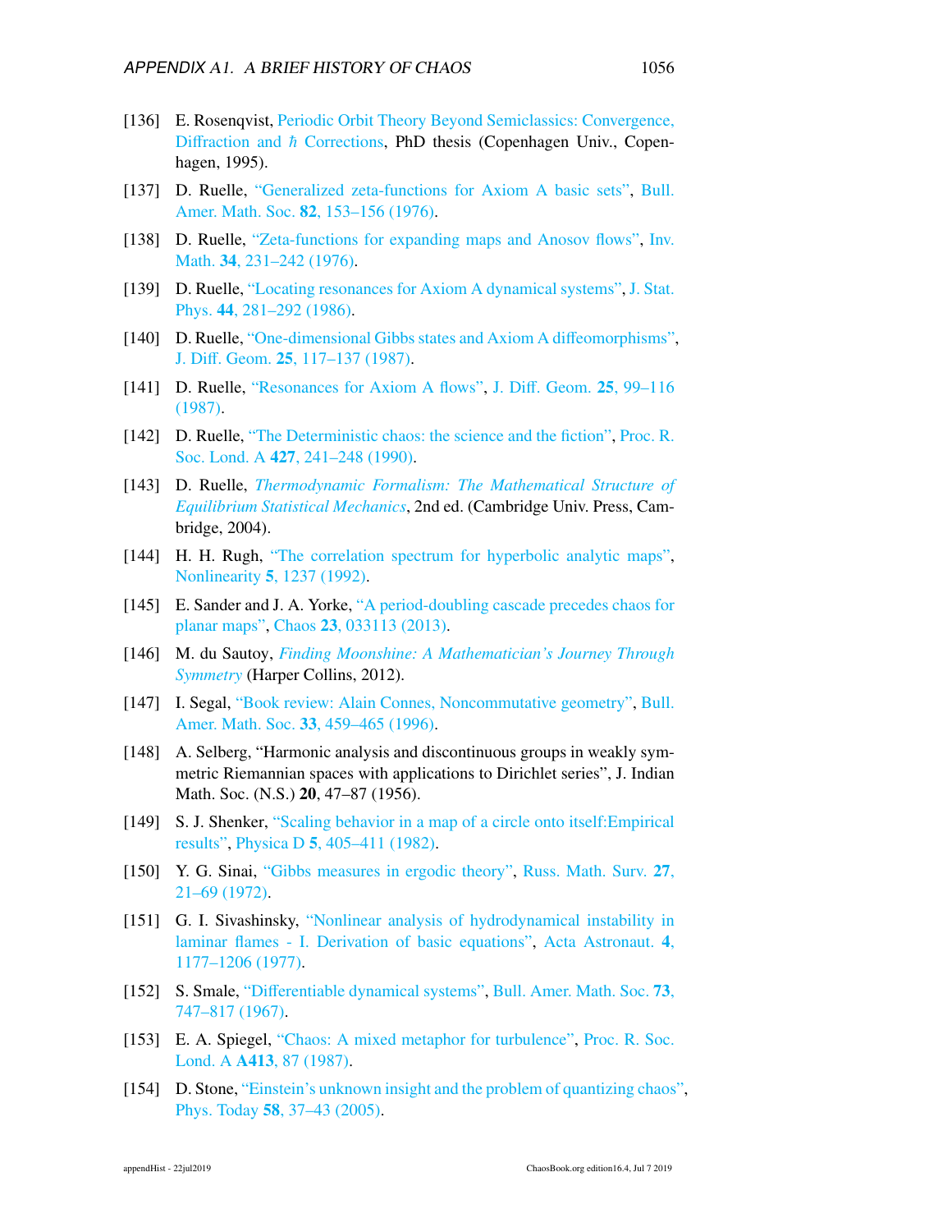[136] E. Rosenqvist, Periodic Orbit Theory Beyond Semiclassics: Convergence, Diffraction and $\hbar$ Corrections, PhD thesis (Copenhagen Univ., Copenhagen, 1995).

[137] D. Ruelle, "Generalized zeta-functions for Axiom A basic sets", Bull. Amer. Math. Soc. **82**, 153–156 (1976).

[138] D. Ruelle, "Zeta-functions for expanding maps and Anosov flows", Inv. Math. **34**, 231–242 (1976).

[139] D. Ruelle, "Locating resonances for Axiom A dynamical systems", J. Stat. Phys. **44**, 281–292 (1986).

[140] D. Ruelle, "One-dimensional Gibbs states and Axiom A diffeomorphisms", J. Diff. Geom. **25**, 117–137 (1987).

[141] D. Ruelle, "Resonances for Axiom A flows", J. Diff. Geom. **25**, 99–116 (1987).

[142] D. Ruelle, "The Deterministic chaos: the science and the fiction", Proc. R. Soc. Lond. A **427**, 241–248 (1990).

[143] D. Ruelle, *Thermodynamic Formalism: The Mathematical Structure of Equilibrium Statistical Mechanics*, 2nd ed. (Cambridge Univ. Press, Cambridge, 2004).

[144] H. H. Rugh, "The correlation spectrum for hyperbolic analytic maps", Nonlinearity **5**, 1237 (1992).

[145] E. Sander and J. A. Yorke, "A period-doubling cascade precedes chaos for planar maps", Chaos **23**, 033113 (2013).

[146] M. du Sautoy, *Finding Moonshine: A Mathematician's Journey Through Symmetry* (Harper Collins, 2012).

[147] I. Segal, "Book review: Alain Connes, Noncommutative geometry", Bull. Amer. Math. Soc. **33**, 459–465 (1996).

[148] A. Selberg, "Harmonic analysis and discontinuous groups in weakly symmetric Riemannian spaces with applications to Dirichlet series", J. Indian Math. Soc. (N.S.) **20**, 47–87 (1956).

[149] S. J. Shenker, "Scaling behavior in a map of a circle onto itself:Empirical results", Physica D **5**, 405–411 (1982).

[150] Y. G. Sinai, "Gibbs measures in ergodic theory", Russ. Math. Surv. **27**, 21–69 (1972).

[151] G. I. Sivashinsky, "Nonlinear analysis of hydrodynamical instability in laminar flames - I. Derivation of basic equations", Acta Astronaut. **4**, 1177–1206 (1977).

[152] S. Smale, "Differentiable dynamical systems", Bull. Amer. Math. Soc. **73**, 747–817 (1967).

[153] E. A. Spiegel, "Chaos: A mixed metaphor for turbulence", Proc. R. Soc. Lond. A **A413**, 87 (1987).

[154] D. Stone, "Einstein's unknown insight and the problem of quantizing chaos", Phys. Today **58**, 37–43 (2005).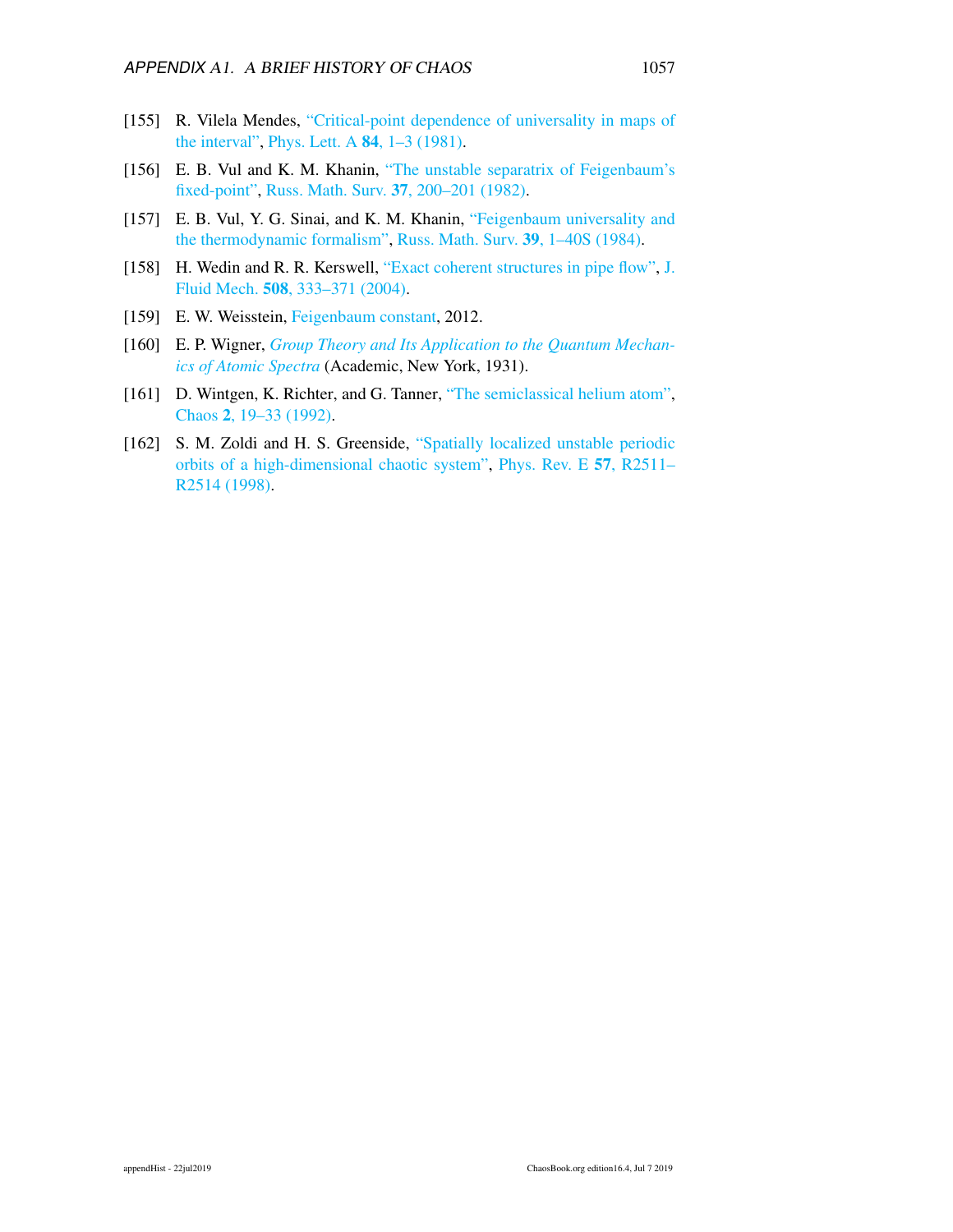[155] R. Vilela Mendes, "Critical-point dependence of universality in maps of the interval", Phys. Lett. A **84**, 1–3 (1981).

[156] E. B. Vul and K. M. Khanin, "The unstable separatrix of Feigenbaum's fixed-point", Russ. Math. Surv. **37**, 200–201 (1982).

[157] E. B. Vul, Y. G. Sinai, and K. M. Khanin, "Feigenbaum universality and the thermodynamic formalism", Russ. Math. Surv. **39**, 1–40S (1984).

[158] H. Wedin and R. R. Kerswell, "Exact coherent structures in pipe flow", J. Fluid Mech. **508**, 333–371 (2004).

[159] E. W. Weisstein, Feigenbaum constant, 2012.

[160] E. P. Wigner, *Group Theory and Its Application to the Quantum Mechanics of Atomic Spectra* (Academic, New York, 1931).

[161] D. Wintgen, K. Richter, and G. Tanner, "The semiclassical helium atom", Chaos **2**, 19–33 (1992).

[162] S. M. Zoldi and H. S. Greenside, "Spatially localized unstable periodic orbits of a high-dimensional chaotic system", Phys. Rev. E **57**, R2511–R2514 (1998).